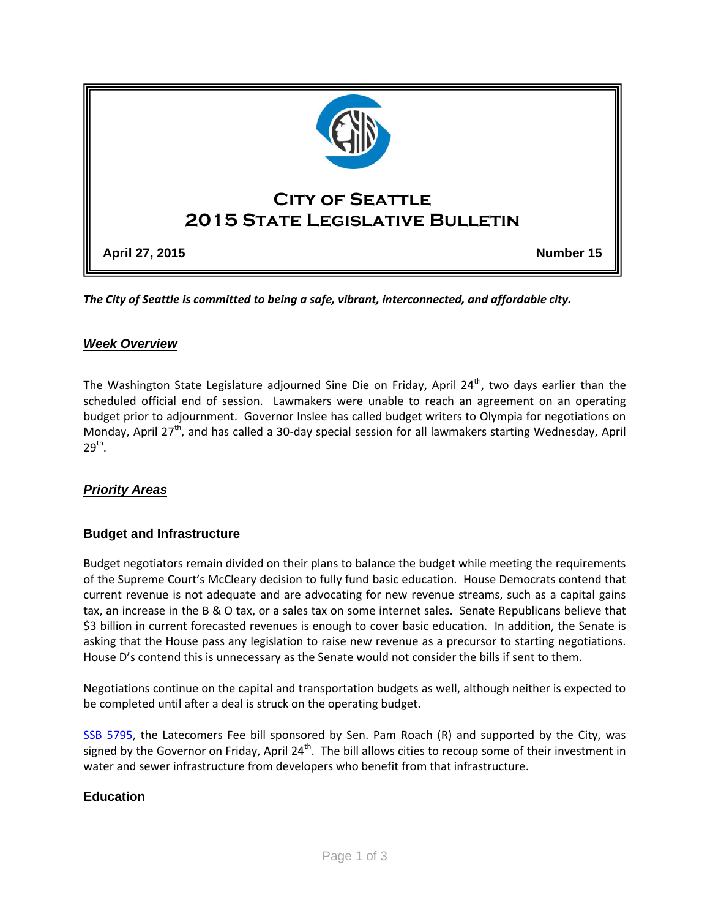# City of Seattle
# 2015 State Legislative Bulletin

**April 27, 2015** **Number 15**

***The City of Seattle is committed to being a safe, vibrant, interconnected, and affordable city.***

## *Week Overview*

The Washington State Legislature adjourned Sine Die on Friday, April 24th, two days earlier than the scheduled official end of session. Lawmakers were unable to reach an agreement on an operating budget prior to adjournment. Governor Inslee has called budget writers to Olympia for negotiations on Monday, April 27th, and has called a 30-day special session for all lawmakers starting Wednesday, April 29th.

## *Priority Areas*

### Budget and Infrastructure

Budget negotiators remain divided on their plans to balance the budget while meeting the requirements of the Supreme Court's McCleary decision to fully fund basic education. House Democrats contend that current revenue is not adequate and are advocating for new revenue streams, such as a capital gains tax, an increase in the B & O tax, or a sales tax on some internet sales. Senate Republicans believe that $3 billion in current forecasted revenues is enough to cover basic education. In addition, the Senate is asking that the House pass any legislation to raise new revenue as a precursor to starting negotiations. House D's contend this is unnecessary as the Senate would not consider the bills if sent to them.

Negotiations continue on the capital and transportation budgets as well, although neither is expected to be completed until after a deal is struck on the operating budget.

SSB 5795, the Latecomers Fee bill sponsored by Sen. Pam Roach (R) and supported by the City, was signed by the Governor on Friday, April 24th. The bill allows cities to recoup some of their investment in water and sewer infrastructure from developers who benefit from that infrastructure.

### Education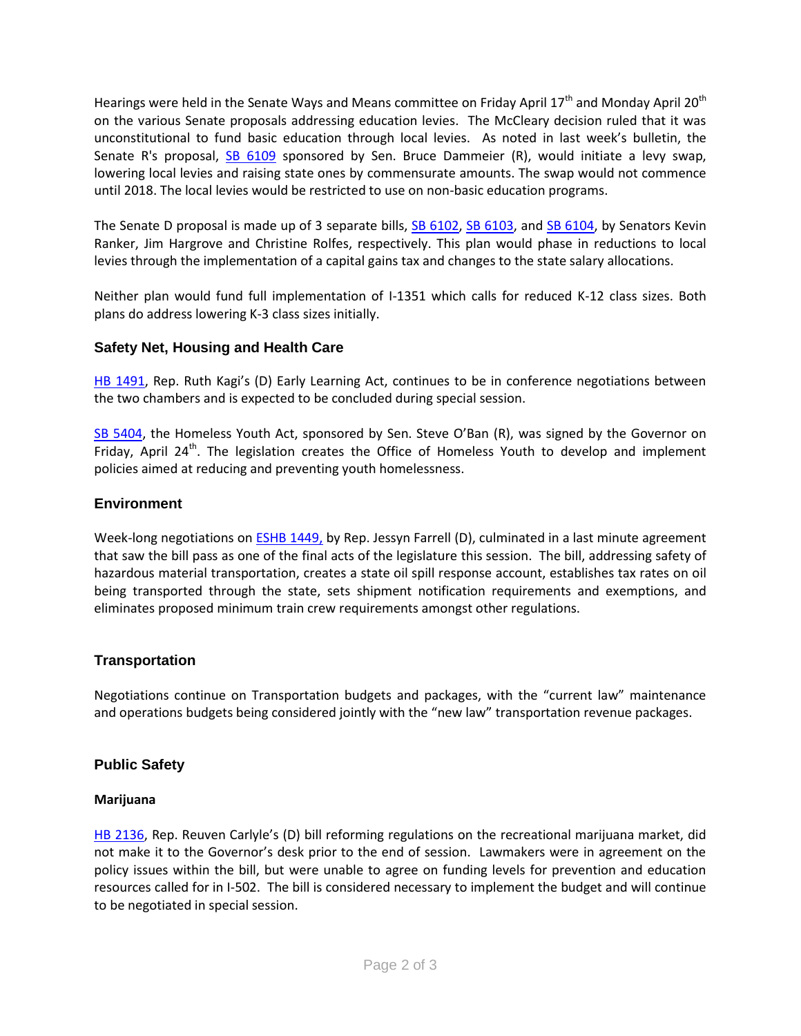Hearings were held in the Senate Ways and Means committee on Friday April 17th and Monday April 20th on the various Senate proposals addressing education levies. The McCleary decision ruled that it was unconstitutional to fund basic education through local levies. As noted in last week's bulletin, the Senate R's proposal, SB 6109 sponsored by Sen. Bruce Dammeier (R), would initiate a levy swap, lowering local levies and raising state ones by commensurate amounts. The swap would not commence until 2018. The local levies would be restricted to use on non-basic education programs.

The Senate D proposal is made up of 3 separate bills, SB 6102, SB 6103, and SB 6104, by Senators Kevin Ranker, Jim Hargrove and Christine Rolfes, respectively. This plan would phase in reductions to local levies through the implementation of a capital gains tax and changes to the state salary allocations.

Neither plan would fund full implementation of I-1351 which calls for reduced K-12 class sizes. Both plans do address lowering K-3 class sizes initially.

### Safety Net, Housing and Health Care

HB 1491, Rep. Ruth Kagi's (D) Early Learning Act, continues to be in conference negotiations between the two chambers and is expected to be concluded during special session.

SB 5404, the Homeless Youth Act, sponsored by Sen. Steve O'Ban (R), was signed by the Governor on Friday, April 24th. The legislation creates the Office of Homeless Youth to develop and implement policies aimed at reducing and preventing youth homelessness.

### Environment

Week-long negotiations on ESHB 1449, by Rep. Jessyn Farrell (D), culminated in a last minute agreement that saw the bill pass as one of the final acts of the legislature this session. The bill, addressing safety of hazardous material transportation, creates a state oil spill response account, establishes tax rates on oil being transported through the state, sets shipment notification requirements and exemptions, and eliminates proposed minimum train crew requirements amongst other regulations.

### Transportation

Negotiations continue on Transportation budgets and packages, with the "current law" maintenance and operations budgets being considered jointly with the "new law" transportation revenue packages.

### Public Safety

#### Marijuana

HB 2136, Rep. Reuven Carlyle's (D) bill reforming regulations on the recreational marijuana market, did not make it to the Governor's desk prior to the end of session. Lawmakers were in agreement on the policy issues within the bill, but were unable to agree on funding levels for prevention and education resources called for in I-502. The bill is considered necessary to implement the budget and will continue to be negotiated in special session.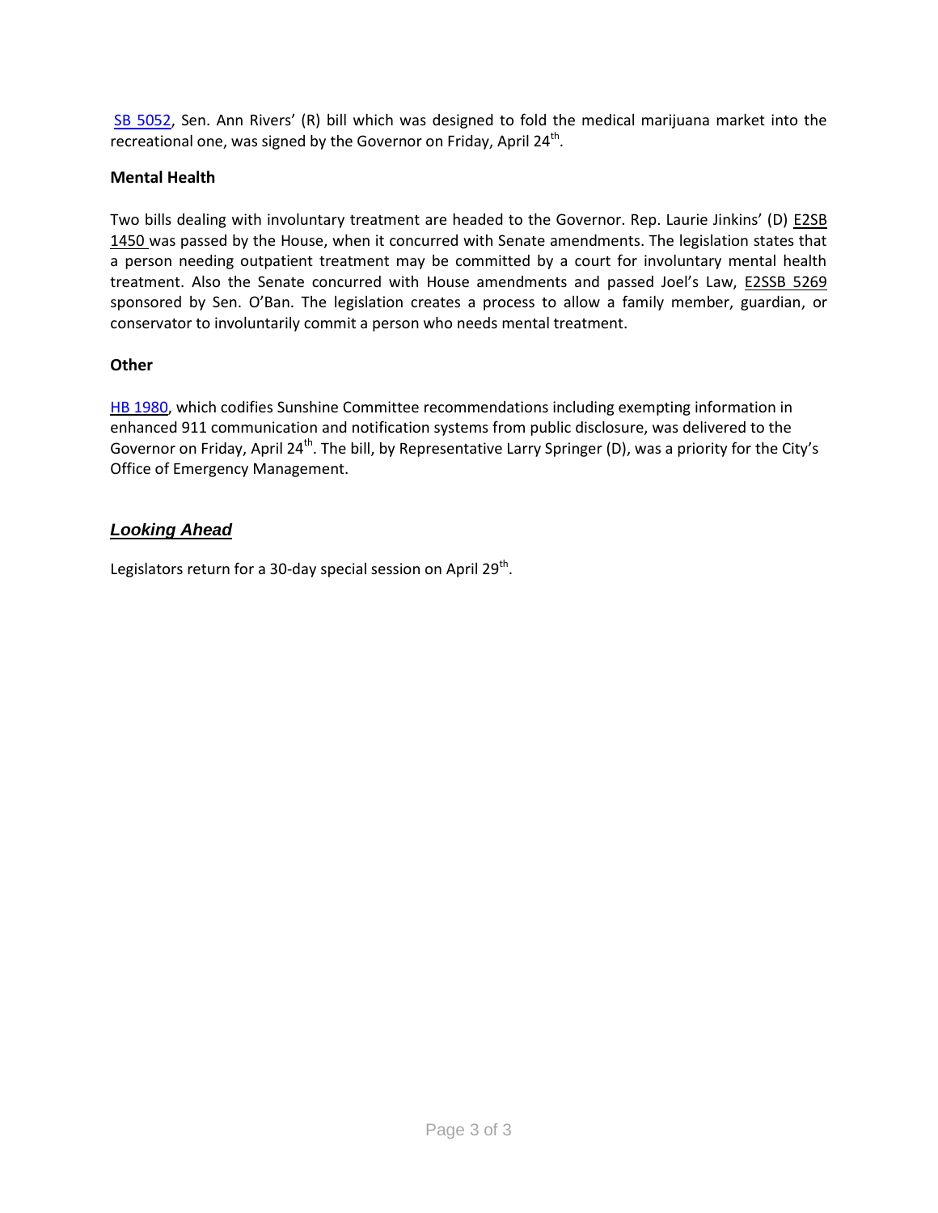SB 5052, Sen. Ann Rivers' (R) bill which was designed to fold the medical marijuana market into the recreational one, was signed by the Governor on Friday, April 24th.

### Mental Health

Two bills dealing with involuntary treatment are headed to the Governor. Rep. Laurie Jinkins' (D) E2SB 1450 was passed by the House, when it concurred with Senate amendments. The legislation states that a person needing outpatient treatment may be committed by a court for involuntary mental health treatment. Also the Senate concurred with House amendments and passed Joel's Law, E2SSB 5269 sponsored by Sen. O'Ban. The legislation creates a process to allow a family member, guardian, or conservator to involuntarily commit a person who needs mental treatment.

### Other

HB 1980, which codifies Sunshine Committee recommendations including exempting information in enhanced 911 communication and notification systems from public disclosure, was delivered to the Governor on Friday, April 24th. The bill, by Representative Larry Springer (D), was a priority for the City's Office of Emergency Management.

## *Looking Ahead*

Legislators return for a 30-day special session on April 29th.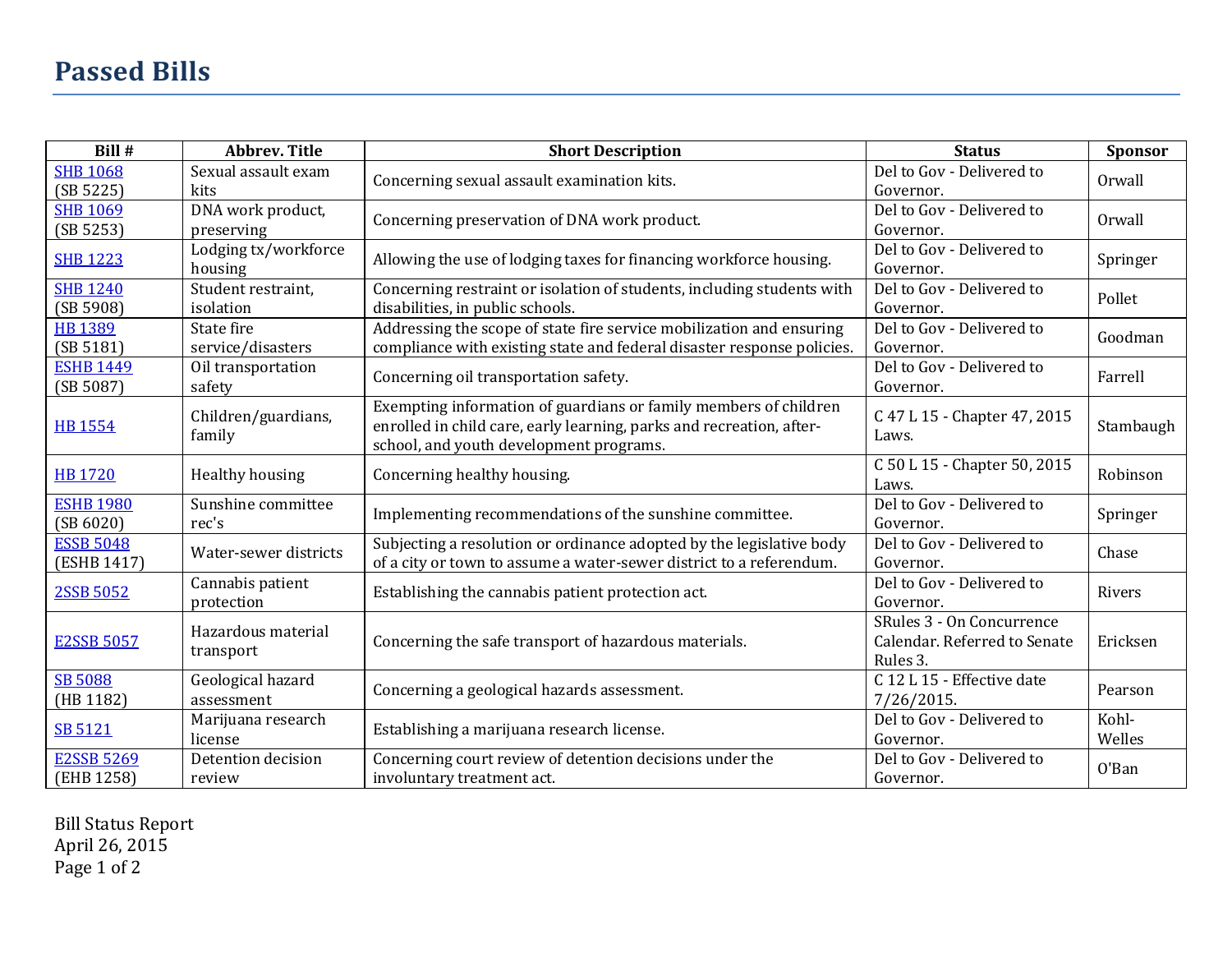# Passed Bills

| Bill # | Abbrev. Title | Short Description | Status | Sponsor |
|---|---|---|---|---|
| SHB 1068 (SB 5225) | Sexual assault exam kits | Concerning sexual assault examination kits. | Del to Gov - Delivered to Governor. | Orwall |
| SHB 1069 (SB 5253) | DNA work product, preserving | Concerning preservation of DNA work product. | Del to Gov - Delivered to Governor. | Orwall |
| SHB 1223 | Lodging tx/workforce housing | Allowing the use of lodging taxes for financing workforce housing. | Del to Gov - Delivered to Governor. | Springer |
| SHB 1240 (SB 5908) | Student restraint, isolation | Concerning restraint or isolation of students, including students with disabilities, in public schools. | Del to Gov - Delivered to Governor. | Pollet |
| HB 1389 (SB 5181) | State fire service/disasters | Addressing the scope of state fire service mobilization and ensuring compliance with existing state and federal disaster response policies. | Del to Gov - Delivered to Governor. | Goodman |
| ESHB 1449 (SB 5087) | Oil transportation safety | Concerning oil transportation safety. | Del to Gov - Delivered to Governor. | Farrell |
| HB 1554 | Children/guardians, family | Exempting information of guardians or family members of children enrolled in child care, early learning, parks and recreation, after-school, and youth development programs. | C 47 L 15 - Chapter 47, 2015 Laws. | Stambaugh |
| HB 1720 | Healthy housing | Concerning healthy housing. | C 50 L 15 - Chapter 50, 2015 Laws. | Robinson |
| ESHB 1980 (SB 6020) | Sunshine committee rec's | Implementing recommendations of the sunshine committee. | Del to Gov - Delivered to Governor. | Springer |
| ESSB 5048 (ESHB 1417) | Water-sewer districts | Subjecting a resolution or ordinance adopted by the legislative body of a city or town to assume a water-sewer district to a referendum. | Del to Gov - Delivered to Governor. | Chase |
| 2SSB 5052 | Cannabis patient protection | Establishing the cannabis patient protection act. | Del to Gov - Delivered to Governor. | Rivers |
| E2SSB 5057 | Hazardous material transport | Concerning the safe transport of hazardous materials. | SRules 3 - On Concurrence Calendar. Referred to Senate Rules 3. | Ericksen |
| SB 5088 (HB 1182) | Geological hazard assessment | Concerning a geological hazards assessment. | C 12 L 15 - Effective date 7/26/2015. | Pearson |
| SB 5121 | Marijuana research license | Establishing a marijuana research license. | Del to Gov - Delivered to Governor. | Kohl-Welles |
| E2SSB 5269 (EHB 1258) | Detention decision review | Concerning court review of detention decisions under the involuntary treatment act. | Del to Gov - Delivered to Governor. | O'Ban |

Bill Status Report
April 26, 2015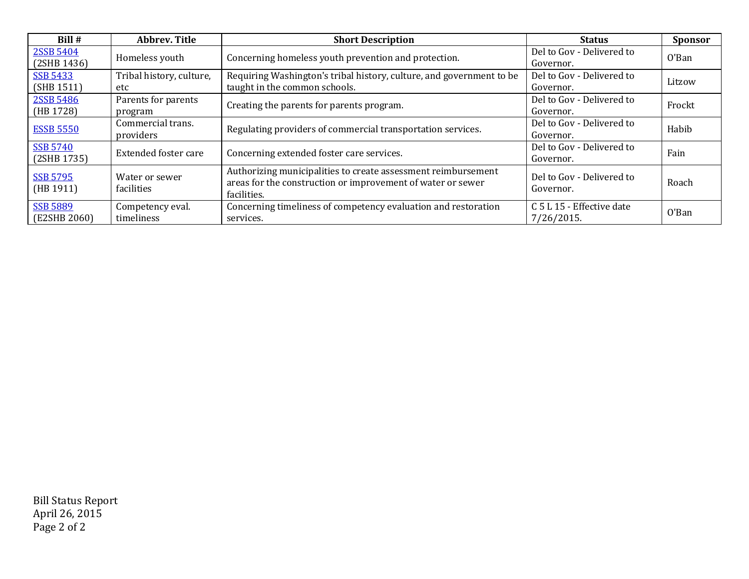| Bill # | Abbrev. Title | Short Description | Status | Sponsor |
|---|---|---|---|---|
| 2SSB 5404 (2SHB 1436) | Homeless youth | Concerning homeless youth prevention and protection. | Del to Gov - Delivered to Governor. | O'Ban |
| SSB 5433 (SHB 1511) | Tribal history, culture, etc | Requiring Washington's tribal history, culture, and government to be taught in the common schools. | Del to Gov - Delivered to Governor. | Litzow |
| 2SSB 5486 (HB 1728) | Parents for parents program | Creating the parents for parents program. | Del to Gov - Delivered to Governor. | Frockt |
| ESSB 5550 | Commercial trans. providers | Regulating providers of commercial transportation services. | Del to Gov - Delivered to Governor. | Habib |
| SSB 5740 (2SHB 1735) | Extended foster care | Concerning extended foster care services. | Del to Gov - Delivered to Governor. | Fain |
| SSB 5795 (HB 1911) | Water or sewer facilities | Authorizing municipalities to create assessment reimbursement areas for the construction or improvement of water or sewer facilities. | Del to Gov - Delivered to Governor. | Roach |
| SSB 5889 (E2SHB 2060) | Competency eval. timeliness | Concerning timeliness of competency evaluation and restoration services. | C 5 L 15 - Effective date 7/26/2015. | O'Ban |

Bill Status Report
April 26, 2015